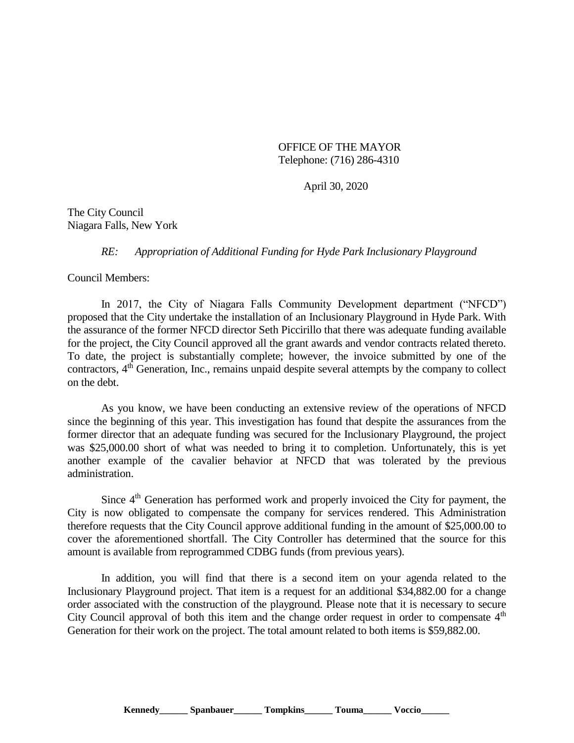OFFICE OF THE MAYOR
Telephone: (716) 286-4310

April 30, 2020

The City Council
Niagara Falls, New York

*RE: Appropriation of Additional Funding for Hyde Park Inclusionary Playground*

Council Members:

In 2017, the City of Niagara Falls Community Development department ("NFCD") proposed that the City undertake the installation of an Inclusionary Playground in Hyde Park. With the assurance of the former NFCD director Seth Piccirillo that there was adequate funding available for the project, the City Council approved all the grant awards and vendor contracts related thereto. To date, the project is substantially complete; however, the invoice submitted by one of the contractors, 4th Generation, Inc., remains unpaid despite several attempts by the company to collect on the debt.

As you know, we have been conducting an extensive review of the operations of NFCD since the beginning of this year. This investigation has found that despite the assurances from the former director that an adequate funding was secured for the Inclusionary Playground, the project was $25,000.00 short of what was needed to bring it to completion. Unfortunately, this is yet another example of the cavalier behavior at NFCD that was tolerated by the previous administration.

Since 4th Generation has performed work and properly invoiced the City for payment, the City is now obligated to compensate the company for services rendered. This Administration therefore requests that the City Council approve additional funding in the amount of $25,000.00 to cover the aforementioned shortfall. The City Controller has determined that the source for this amount is available from reprogrammed CDBG funds (from previous years).

In addition, you will find that there is a second item on your agenda related to the Inclusionary Playground project. That item is a request for an additional $34,882.00 for a change order associated with the construction of the playground. Please note that it is necessary to secure City Council approval of both this item and the change order request in order to compensate 4th Generation for their work on the project. The total amount related to both items is $59,882.00.

**Kennedy______ Spanbauer______ Tompkins______ Touma______ Voccio______**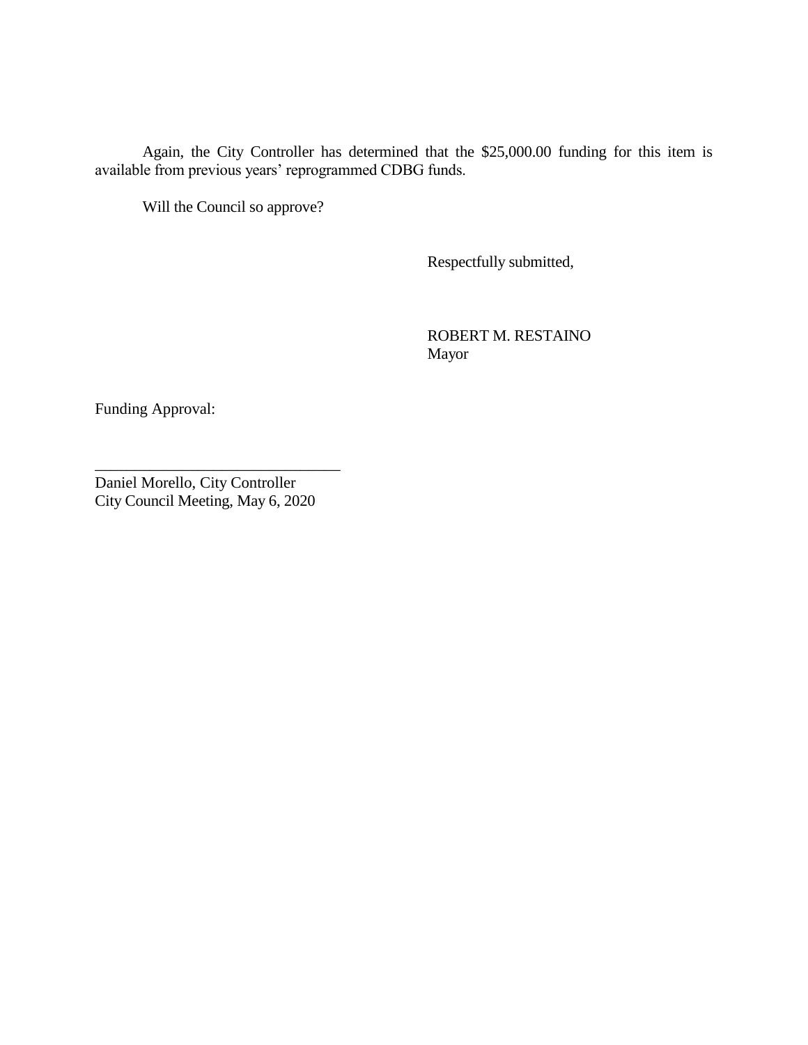Again, the City Controller has determined that the $25,000.00 funding for this item is available from previous years' reprogrammed CDBG funds.

Will the Council so approve?

Respectfully submitted,

ROBERT M. RESTAINO
Mayor

Funding Approval:

_______________________________
Daniel Morello, City Controller
City Council Meeting, May 6, 2020